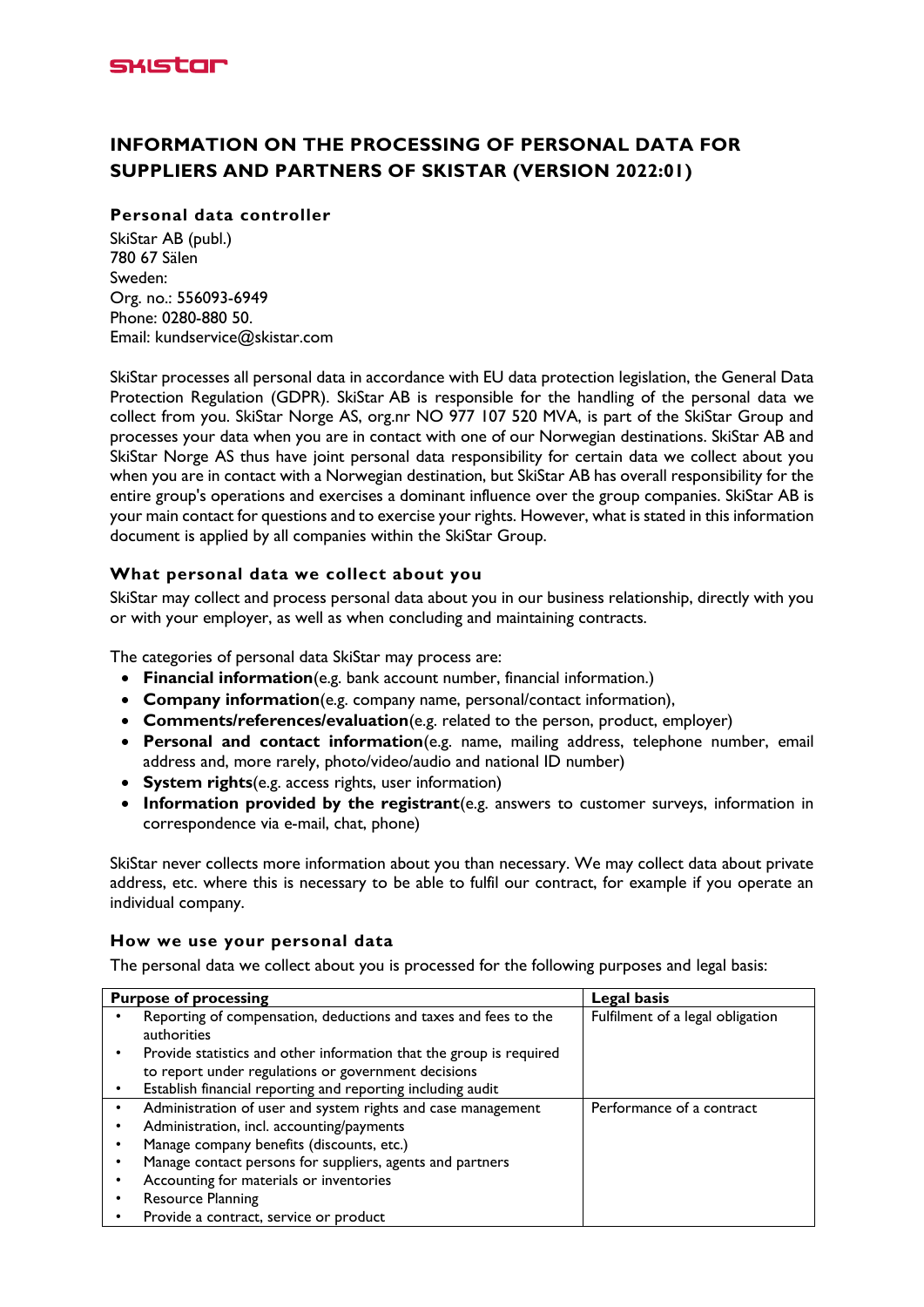# INFORMATION ON THE PROCESSING OF PERSONAL DATA FOR SUPPLIERS AND PARTNERS OF SKISTAR (VERSION 2022:01)

### Personal data controller

SkiStar AB (publ.)
780 67 Sälen
Sweden:
Org. no.: 556093-6949
Phone: 0280-880 50.
Email: kundservice@skistar.com

SkiStar processes all personal data in accordance with EU data protection legislation, the General Data Protection Regulation (GDPR). SkiStar AB is responsible for the handling of the personal data we collect from you. SkiStar Norge AS, org.nr NO 977 107 520 MVA, is part of the SkiStar Group and processes your data when you are in contact with one of our Norwegian destinations. SkiStar AB and SkiStar Norge AS thus have joint personal data responsibility for certain data we collect about you when you are in contact with a Norwegian destination, but SkiStar AB has overall responsibility for the entire group's operations and exercises a dominant influence over the group companies. SkiStar AB is your main contact for questions and to exercise your rights. However, what is stated in this information document is applied by all companies within the SkiStar Group.

### What personal data we collect about you

SkiStar may collect and process personal data about you in our business relationship, directly with you or with your employer, as well as when concluding and maintaining contracts.

The categories of personal data SkiStar may process are:

- **Financial information**(e.g. bank account number, financial information.)
- **Company information**(e.g. company name, personal/contact information),
- **Comments/references/evaluation**(e.g. related to the person, product, employer)
- **Personal and contact information**(e.g. name, mailing address, telephone number, email address and, more rarely, photo/video/audio and national ID number)
- **System rights**(e.g. access rights, user information)
- **Information provided by the registrant**(e.g. answers to customer surveys, information in correspondence via e-mail, chat, phone)

SkiStar never collects more information about you than necessary. We may collect data about private address, etc. where this is necessary to be able to fulfil our contract, for example if you operate an individual company.

### How we use your personal data

The personal data we collect about you is processed for the following purposes and legal basis:

| Purpose of processing | Legal basis |
|---|---|
| • Reporting of compensation, deductions and taxes and fees to the authorities<br>• Provide statistics and other information that the group is required to report under regulations or government decisions<br>• Establish financial reporting and reporting including audit | Fulfilment of a legal obligation |
| • Administration of user and system rights and case management<br>• Administration, incl. accounting/payments<br>• Manage company benefits (discounts, etc.)<br>• Manage contact persons for suppliers, agents and partners<br>• Accounting for materials or inventories<br>• Resource Planning<br>• Provide a contract, service or product | Performance of a contract |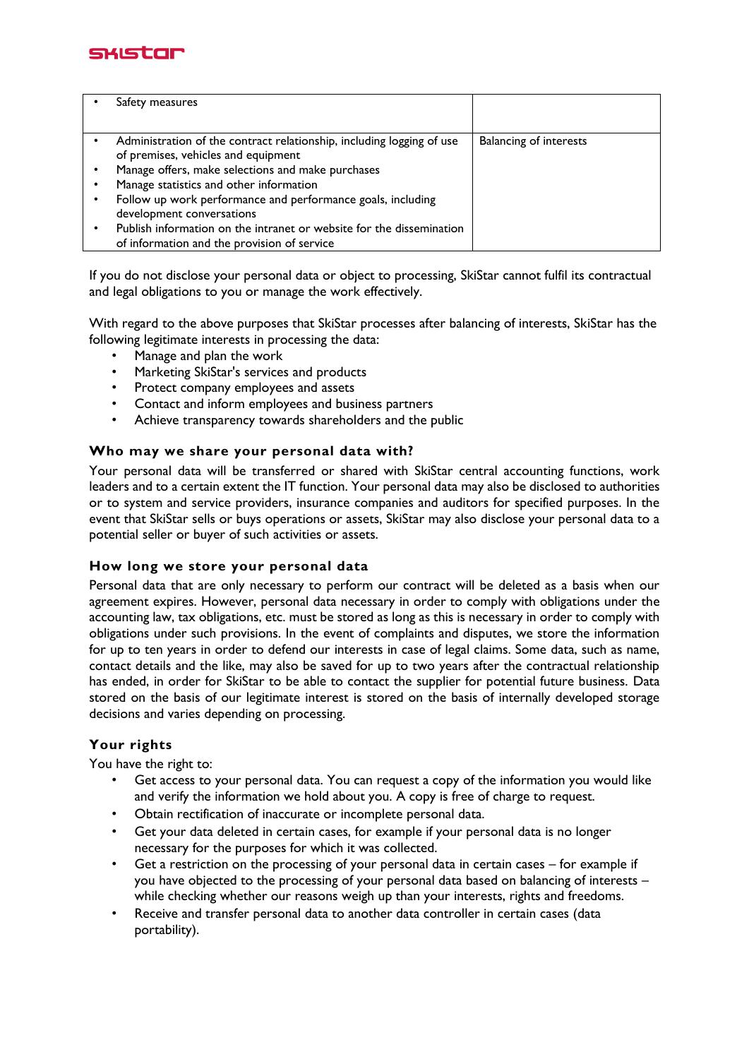| | |
|---|---|
| • Safety measures | |
| • Administration of the contract relationship, including logging of use of premises, vehicles and equipment<br>• Manage offers, make selections and make purchases<br>• Manage statistics and other information<br>• Follow up work performance and performance goals, including development conversations<br>• Publish information on the intranet or website for the dissemination of information and the provision of service | Balancing of interests |

If you do not disclose your personal data or object to processing, SkiStar cannot fulfil its contractual and legal obligations to you or manage the work effectively.

With regard to the above purposes that SkiStar processes after balancing of interests, SkiStar has the following legitimate interests in processing the data:

- Manage and plan the work
- Marketing SkiStar's services and products
- Protect company employees and assets
- Contact and inform employees and business partners
- Achieve transparency towards shareholders and the public

### Who may we share your personal data with?

Your personal data will be transferred or shared with SkiStar central accounting functions, work leaders and to a certain extent the IT function. Your personal data may also be disclosed to authorities or to system and service providers, insurance companies and auditors for specified purposes. In the event that SkiStar sells or buys operations or assets, SkiStar may also disclose your personal data to a potential seller or buyer of such activities or assets.

### How long we store your personal data

Personal data that are only necessary to perform our contract will be deleted as a basis when our agreement expires. However, personal data necessary in order to comply with obligations under the accounting law, tax obligations, etc. must be stored as long as this is necessary in order to comply with obligations under such provisions. In the event of complaints and disputes, we store the information for up to ten years in order to defend our interests in case of legal claims. Some data, such as name, contact details and the like, may also be saved for up to two years after the contractual relationship has ended, in order for SkiStar to be able to contact the supplier for potential future business. Data stored on the basis of our legitimate interest is stored on the basis of internally developed storage decisions and varies depending on processing.

### Your rights

You have the right to:

- Get access to your personal data. You can request a copy of the information you would like and verify the information we hold about you. A copy is free of charge to request.
- Obtain rectification of inaccurate or incomplete personal data.
- Get your data deleted in certain cases, for example if your personal data is no longer necessary for the purposes for which it was collected.
- Get a restriction on the processing of your personal data in certain cases – for example if you have objected to the processing of your personal data based on balancing of interests – while checking whether our reasons weigh up than your interests, rights and freedoms.
- Receive and transfer personal data to another data controller in certain cases (data portability).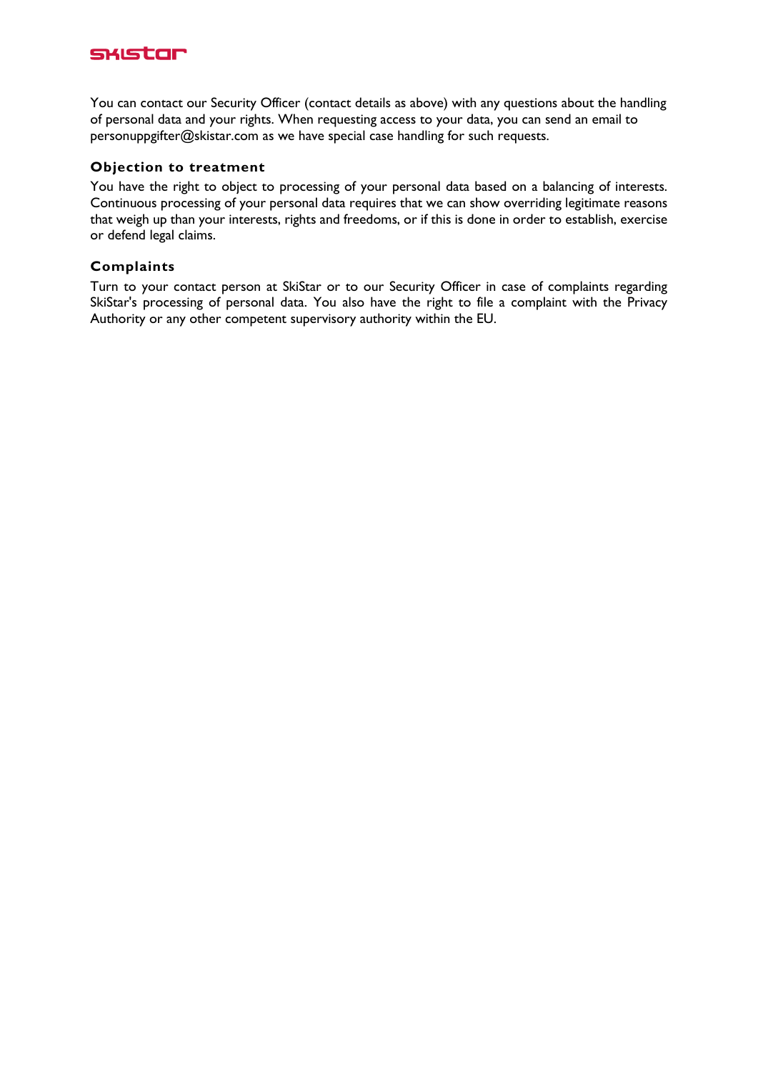You can contact our Security Officer (contact details as above) with any questions about the handling of personal data and your rights. When requesting access to your data, you can send an email to personuppgifter@skistar.com as we have special case handling for such requests.

### Objection to treatment

You have the right to object to processing of your personal data based on a balancing of interests. Continuous processing of your personal data requires that we can show overriding legitimate reasons that weigh up than your interests, rights and freedoms, or if this is done in order to establish, exercise or defend legal claims.

### Complaints

Turn to your contact person at SkiStar or to our Security Officer in case of complaints regarding SkiStar's processing of personal data. You also have the right to file a complaint with the Privacy Authority or any other competent supervisory authority within the EU.